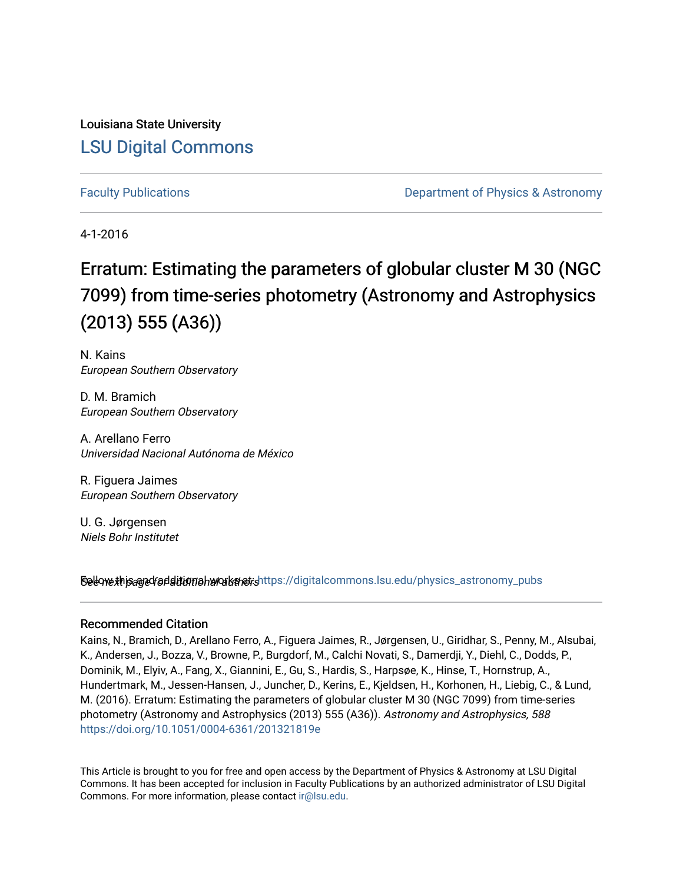Louisiana State University

LSU Digital Commons

Faculty Publications

Department of Physics & Astronomy

4-1-2016

# Erratum: Estimating the parameters of globular cluster M 30 (NGC 7099) from time-series photometry (Astronomy and Astrophysics (2013) 555 (A36))

N. Kains
*European Southern Observatory*

D. M. Bramich
*European Southern Observatory*

A. Arellano Ferro
*Universidad Nacional Autónoma de México*

R. Figuera Jaimes
*European Southern Observatory*

U. G. Jørgensen
*Niels Bohr Institutet*

*See next page for additional authors*

Follow this and additional works at: https://digitalcommons.lsu.edu/physics_astronomy_pubs

## Recommended Citation

Kains, N., Bramich, D., Arellano Ferro, A., Figuera Jaimes, R., Jørgensen, U., Giridhar, S., Penny, M., Alsubai, K., Andersen, J., Bozza, V., Browne, P., Burgdorf, M., Calchi Novati, S., Damerdji, Y., Diehl, C., Dodds, P., Dominik, M., Elyiv, A., Fang, X., Giannini, E., Gu, S., Hardis, S., Harpsøe, K., Hinse, T., Hornstrup, A., Hundertmark, M., Jessen-Hansen, J., Juncher, D., Kerins, E., Kjeldsen, H., Korhonen, H., Liebig, C., & Lund, M. (2016). Erratum: Estimating the parameters of globular cluster M 30 (NGC 7099) from time-series photometry (Astronomy and Astrophysics (2013) 555 (A36)). *Astronomy and Astrophysics, 588* https://doi.org/10.1051/0004-6361/201321819e

This Article is brought to you for free and open access by the Department of Physics & Astronomy at LSU Digital Commons. It has been accepted for inclusion in Faculty Publications by an authorized administrator of LSU Digital Commons. For more information, please contact ir@lsu.edu.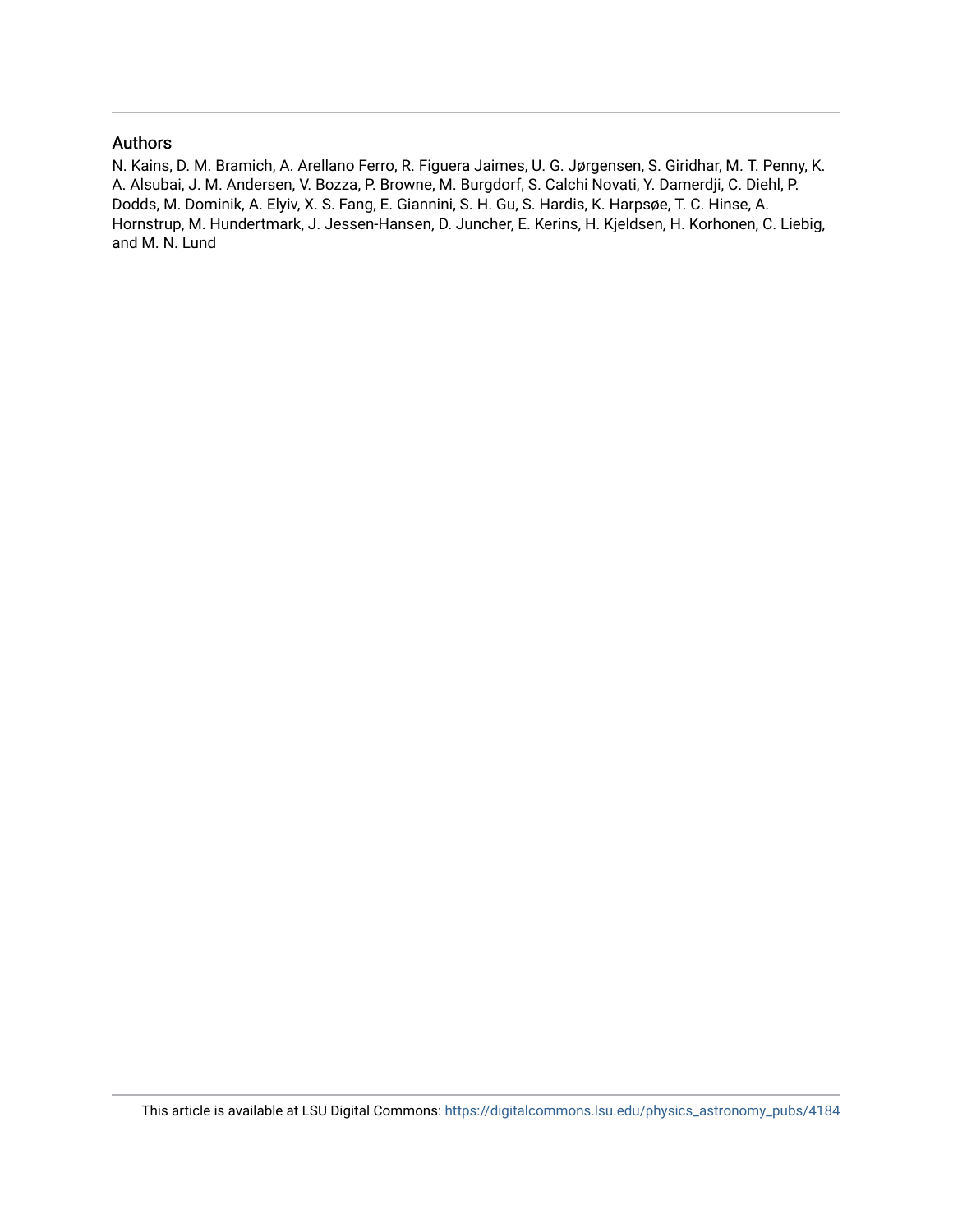## Authors

N. Kains, D. M. Bramich, A. Arellano Ferro, R. Figuera Jaimes, U. G. Jørgensen, S. Giridhar, M. T. Penny, K. A. Alsubai, J. M. Andersen, V. Bozza, P. Browne, M. Burgdorf, S. Calchi Novati, Y. Damerdji, C. Diehl, P. Dodds, M. Dominik, A. Elyiv, X. S. Fang, E. Giannini, S. H. Gu, S. Hardis, K. Harpsøe, T. C. Hinse, A. Hornstrup, M. Hundertmark, J. Jessen-Hansen, D. Juncher, E. Kerins, H. Kjeldsen, H. Korhonen, C. Liebig, and M. N. Lund

This article is available at LSU Digital Commons: https://digitalcommons.lsu.edu/physics_astronomy_pubs/4184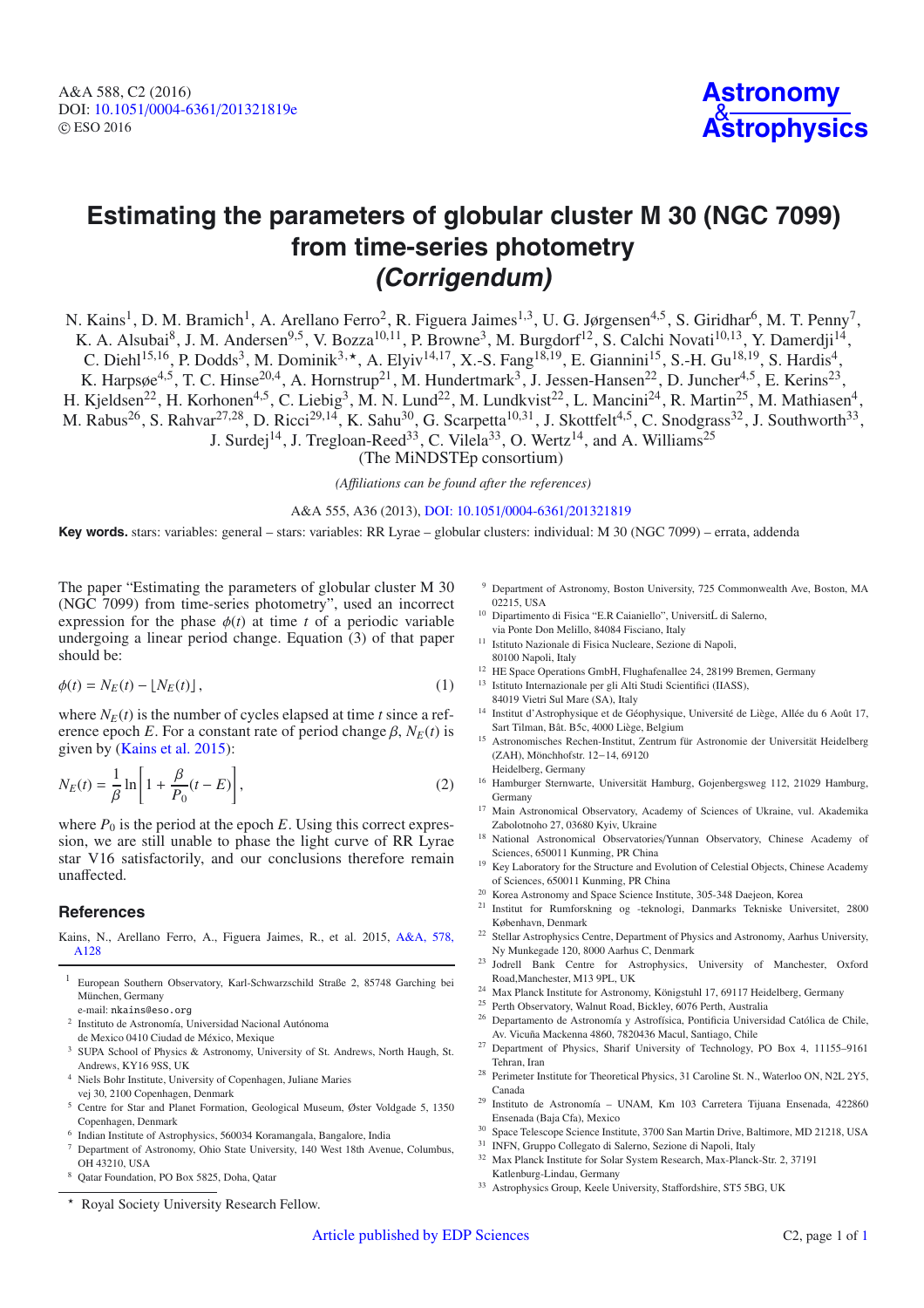# Estimating the parameters of globular cluster M 30 (NGC 7099) from time-series photometry

## *(Corrigendum)*

N. Kains[1], D. M. Bramich[1], A. Arellano Ferro[2], R. Figuera Jaimes[1,3], U. G. Jørgensen[4,5], S. Giridhar[6], M. T. Penny[7], K. A. Alsubai[8], J. M. Andersen[9,5], V. Bozza[10,11], P. Browne[3], M. Burgdorf[12], S. Calchi Novati[10,13], Y. Damerdji[14], C. Diehl[15,16], P. Dodds[3], M. Dominik[3,⋆], A. Elyiv[14,17], X.-S. Fang[18,19], E. Giannini[15], S.-H. Gu[18,19], S. Hardis[4], K. Harpsøe[4,5], T. C. Hinse[20,4], A. Hornstrup[21], M. Hundertmark[3], J. Jessen-Hansen[22], D. Juncher[4,5], E. Kerins[23], H. Kjeldsen[22], H. Korhonen[4,5], C. Liebig[3], M. N. Lund[22], M. Lundkvist[22], L. Mancini[24], R. Martin[25], M. Mathiasen[4], M. Rabus[26], S. Rahvar[27,28], D. Ricci[29,14], K. Sahu[30], G. Scarpetta[10,31], J. Skottfelt[4,5], C. Snodgrass[32], J. Southworth[33], J. Surdej[14], J. Tregloan-Reed[33], C. Vilela[33], O. Wertz[14], and A. Williams[25]

(The MiNDSTEp consortium)

*(Affiliations can be found after the references)*

A&A 555, A36 (2013), DOI: 10.1051/0004-6361/201321819

**Key words.** stars: variables: general – stars: variables: RR Lyrae – globular clusters: individual: M 30 (NGC 7099) – errata, addenda

The paper "Estimating the parameters of globular cluster M 30 (NGC 7099) from time-series photometry", used an incorrect expression for the phase $\phi(t)$ at time $t$ of a periodic variable undergoing a linear period change. Equation (3) of that paper should be:

$$\phi(t) = N_E(t) - \lfloor N_E(t) \rfloor, \tag{1}$$

where $N_E(t)$ is the number of cycles elapsed at time $t$ since a reference epoch $E$. For a constant rate of period change $\beta$, $N_E(t)$ is given by (Kains et al. 2015):

$$N_E(t) = \frac{1}{\beta} \ln \left[ 1 + \frac{\beta}{P_0}(t - E) \right], \tag{2}$$

where $P_0$ is the period at the epoch $E$. Using this correct expression, we are still unable to phase the light curve of RR Lyrae star V16 satisfactorily, and our conclusions therefore remain unaffected.

## References

Kains, N., Arellano Ferro, A., Figuera Jaimes, R., et al. 2015, A&A, 578, A128

---

[1] European Southern Observatory, Karl-Schwarzschild Straße 2, 85748 Garching bei München, Germany
e-mail: nkains@eso.org

[2] Instituto de Astronomía, Universidad Nacional Autónoma de Mexico 0410 Ciudad de México, Mexique

[3] SUPA School of Physics & Astronomy, University of St. Andrews, North Haugh, St. Andrews, KY16 9SS, UK

[4] Niels Bohr Institute, University of Copenhagen, Juliane Maries vej 30, 2100 Copenhagen, Denmark

[5] Centre for Star and Planet Formation, Geological Museum, Øster Voldgade 5, 1350 Copenhagen, Denmark

[6] Indian Institute of Astrophysics, 560034 Koramangala, Bangalore, India

[7] Department of Astronomy, Ohio State University, 140 West 18th Avenue, Columbus, OH 43210, USA

[8] Qatar Foundation, PO Box 5825, Doha, Qatar

[9] Department of Astronomy, Boston University, 725 Commonwealth Ave, Boston, MA 02215, USA

[10] Dipartimento di Fisica "E.R Caianiello", UniversitĹ di Salerno, via Ponte Don Melillo, 84084 Fisciano, Italy

[11] Istituto Nazionale di Fisica Nucleare, Sezione di Napoli, 80100 Napoli, Italy

[12] HE Space Operations GmbH, Flughafenallee 24, 28199 Bremen, Germany

[13] Istituto Internazionale per gli Alti Studi Scientifici (IIASS), 84019 Vietri Sul Mare (SA), Italy

[14] Institut d'Astrophysique et de Géophysique, Université de Liège, Allée du 6 Août 17, Sart Tilman, Bât. B5c, 4000 Liège, Belgium

[15] Astronomisches Rechen-Institut, Zentrum für Astronomie der Universität Heidelberg (ZAH), Mönchhofstr. 12−14, 69120 Heidelberg, Germany

[16] Hamburger Sternwarte, Universität Hamburg, Gojenbergsweg 112, 21029 Hamburg, Germany

[17] Main Astronomical Observatory, Academy of Sciences of Ukraine, vul. Akademika Zabolotnoho 27, 03680 Kyiv, Ukraine

[18] National Astronomical Observatories/Yunnan Observatory, Chinese Academy of Sciences, 650011 Kunming, PR China

[19] Key Laboratory for the Structure and Evolution of Celestial Objects, Chinese Academy of Sciences, 650011 Kunming, PR China

[20] Korea Astronomy and Space Science Institute, 305-348 Daejeon, Korea

[21] Institut for Rumforskning og -teknologi, Danmarks Tekniske Universitet, 2800 København, Denmark

[22] Stellar Astrophysics Centre, Department of Physics and Astronomy, Aarhus University, Ny Munkegade 120, 8000 Aarhus C, Denmark

[23] Jodrell Bank Centre for Astrophysics, University of Manchester, Oxford Road,Manchester, M13 9PL, UK

[24] Max Planck Institute for Astronomy, Königstuhl 17, 69117 Heidelberg, Germany

[25] Perth Observatory, Walnut Road, Bickley, 6076 Perth, Australia

[26] Departamento de Astronomía y Astrofísica, Pontificia Universidad Católica de Chile, Av. Vicuña Mackenna 4860, 7820436 Macul, Santiago, Chile

[27] Department of Physics, Sharif University of Technology, PO Box 4, 11155–9161 Tehran, Iran

[28] Perimeter Institute for Theoretical Physics, 31 Caroline St. N., Waterloo ON, N2L 2Y5, Canada

[29] Instituto de Astronomía – UNAM, Km 103 Carretera Tijuana Ensenada, 422860 Ensenada (Baja Cfa), Mexico

[30] Space Telescope Science Institute, 3700 San Martin Drive, Baltimore, MD 21218, USA

[31] INFN, Gruppo Collegato di Salerno, Sezione di Napoli, Italy

[32] Max Planck Institute for Solar System Research, Max-Planck-Str. 2, 37191 Katlenburg-Lindau, Germany

[33] Astrophysics Group, Keele University, Staffordshire, ST5 5BG, UK

⋆ Royal Society University Research Fellow.